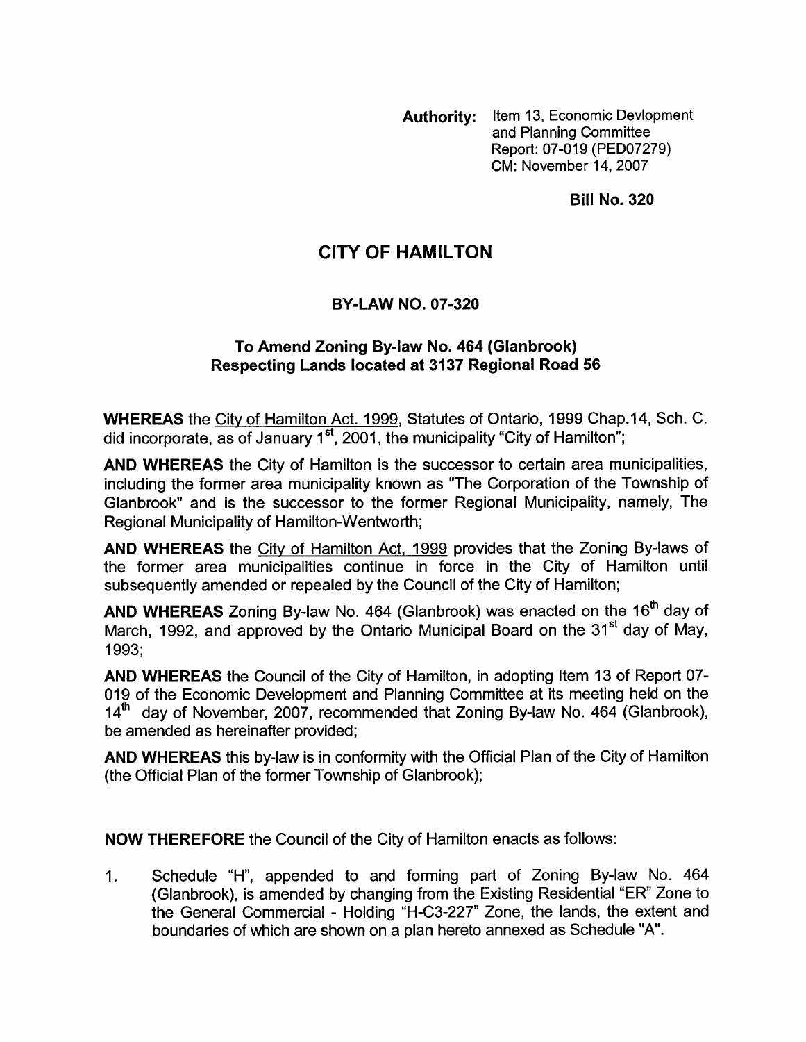**Authority:** Item 13, Economic Devlopment and Planning Committee Report: 07-019 (PED07279) CM: November 14, 2007

**Bill No. 320**

# CITY OF HAMILTON

## BY-LAW NO. 07-320

### To Amend Zoning By-law No. 464 (Glanbrook) Respecting Lands located at 3137 Regional Road 56

**WHEREAS** the City of Hamilton Act. 1999, Statutes of Ontario, 1999 Chap.14, Sch. C. did incorporate, as of January 1st, 2001, the municipality "City of Hamilton";

**AND WHEREAS** the City of Hamilton is the successor to certain area municipalities, including the former area municipality known as "The Corporation of the Township of Glanbrook" and is the successor to the former Regional Municipality, namely, The Regional Municipality of Hamilton-Wentworth;

**AND WHEREAS** the City of Hamilton Act, 1999 provides that the Zoning By-laws of the former area municipalities continue in force in the City of Hamilton until subsequently amended or repealed by the Council of the City of Hamilton;

**AND WHEREAS** Zoning By-law No. 464 (Glanbrook) was enacted on the 16th day of March, 1992, and approved by the Ontario Municipal Board on the 31st day of May, 1993;

**AND WHEREAS** the Council of the City of Hamilton, in adopting Item 13 of Report 07-019 of the Economic Development and Planning Committee at its meeting held on the 14th day of November, 2007, recommended that Zoning By-law No. 464 (Glanbrook), be amended as hereinafter provided;

**AND WHEREAS** this by-law is in conformity with the Official Plan of the City of Hamilton (the Official Plan of the former Township of Glanbrook);

**NOW THEREFORE** the Council of the City of Hamilton enacts as follows:

1. Schedule "H", appended to and forming part of Zoning By-law No. 464 (Glanbrook), is amended by changing from the Existing Residential "ER" Zone to the General Commercial - Holding "H-C3-227" Zone, the lands, the extent and boundaries of which are shown on a plan hereto annexed as Schedule "A".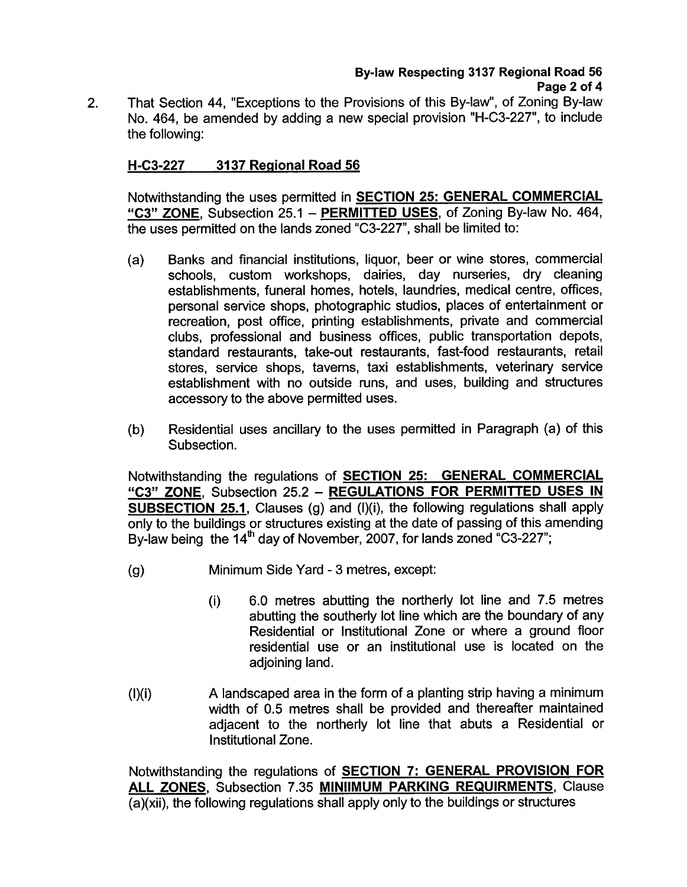2. That Section 44, "Exceptions to the Provisions of this By-law", of Zoning By-law No. 464, be amended by adding a new special provision "H-C3-227", to include the following:

**H-C3-227 3137 Regional Road 56**

Notwithstanding the uses permitted in **SECTION 25: GENERAL COMMERCIAL "C3" ZONE**, Subsection 25.1 – **PERMITTED USES**, of Zoning By-law No. 464, the uses permitted on the lands zoned "C3-227", shall be limited to:

(a) Banks and financial institutions, liquor, beer or wine stores, commercial schools, custom workshops, dairies, day nurseries, dry cleaning establishments, funeral homes, hotels, laundries, medical centre, offices, personal service shops, photographic studios, places of entertainment or recreation, post office, printing establishments, private and commercial clubs, professional and business offices, public transportation depots, standard restaurants, take-out restaurants, fast-food restaurants, retail stores, service shops, taverns, taxi establishments, veterinary service establishment with no outside runs, and uses, building and structures accessory to the above permitted uses.

(b) Residential uses ancillary to the uses permitted in Paragraph (a) of this Subsection.

Notwithstanding the regulations of **SECTION 25: GENERAL COMMERCIAL "C3" ZONE**, Subsection 25.2 – **REGULATIONS FOR PERMITTED USES IN SUBSECTION 25.1**, Clauses (g) and (l)(i), the following regulations shall apply only to the buildings or structures existing at the date of passing of this amending By-law being the 14th day of November, 2007, for lands zoned "C3-227";

(g) Minimum Side Yard - 3 metres, except:

(i) 6.0 metres abutting the northerly lot line and 7.5 metres abutting the southerly lot line which are the boundary of any Residential or Institutional Zone or where a ground floor residential use or an institutional use is located on the adjoining land.

(l)(i) A landscaped area in the form of a planting strip having a minimum width of 0.5 metres shall be provided and thereafter maintained adjacent to the northerly lot line that abuts a Residential or Institutional Zone.

Notwithstanding the regulations of **SECTION 7: GENERAL PROVISION FOR ALL ZONES**, Subsection 7.35 **MINIIMUM PARKING REQUIRMENTS**, Clause (a)(xii), the following regulations shall apply only to the buildings or structures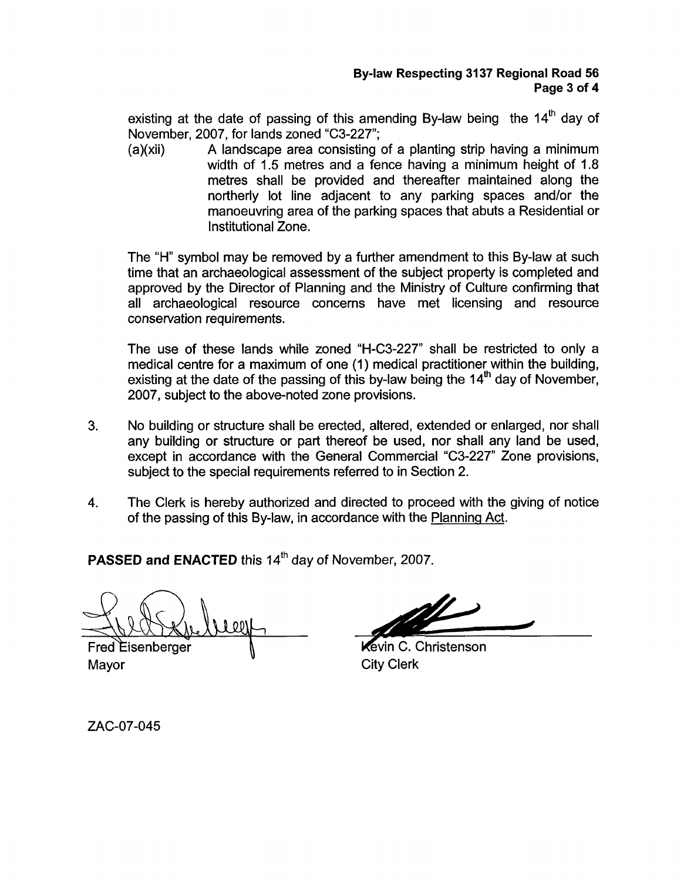existing at the date of passing of this amending By-law being the 14th day of November, 2007, for lands zoned "C3-227";

(a)(xii) A landscape area consisting of a planting strip having a minimum width of 1.5 metres and a fence having a minimum height of 1.8 metres shall be provided and thereafter maintained along the northerly lot line adjacent to any parking spaces and/or the manoeuvring area of the parking spaces that abuts a Residential or Institutional Zone.

The "H" symbol may be removed by a further amendment to this By-law at such time that an archaeological assessment of the subject property is completed and approved by the Director of Planning and the Ministry of Culture confirming that all archaeological resource concerns have met licensing and resource conservation requirements.

The use of these lands while zoned "H-C3-227" shall be restricted to only a medical centre for a maximum of one (1) medical practitioner within the building, existing at the date of the passing of this by-law being the 14th day of November, 2007, subject to the above-noted zone provisions.

3. No building or structure shall be erected, altered, extended or enlarged, nor shall any building or structure or part thereof be used, nor shall any land be used, except in accordance with the General Commercial "C3-227" Zone provisions, subject to the special requirements referred to in Section 2.

4. The Clerk is hereby authorized and directed to proceed with the giving of notice of the passing of this By-law, in accordance with the Planning Act.

**PASSED and ENACTED** this 14th day of November, 2007.

Fred Eisenberger
Mayor

Kevin C. Christenson
City Clerk

ZAC-07-045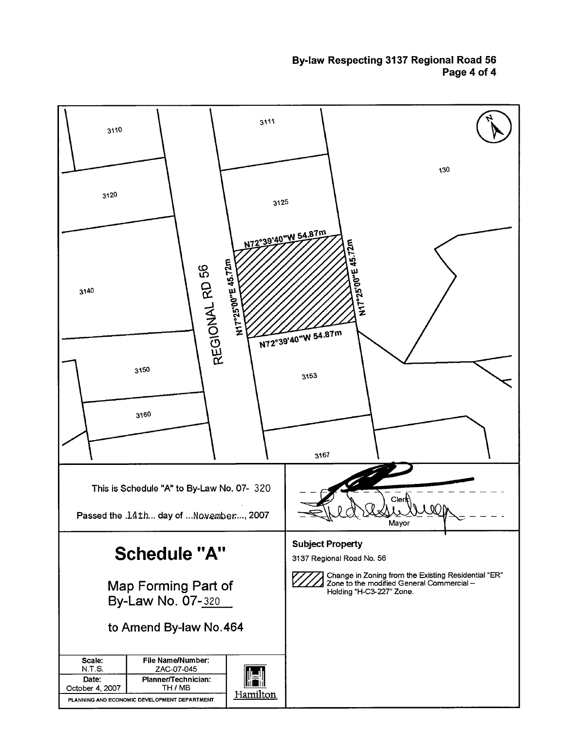3110

3111

3120

3125

130

3140

REGIONAL RD 56

N72°39'40"W 54.87m

N17°25'00"E 45.72m

N17°25'00"E 45.72m

N72°39'40"W 54.87m

3150

3153

3160

3167

This is Schedule "A" to By-Law No. 07- 320

Passed the .14th... day of ...November..., 2007

Clerk

Mayor

# Schedule "A"

Map Forming Part of By-Law No. 07-320

to Amend By-law No.464

**Subject Property**

3137 Regional Road No. 56

Change in Zoning from the Existing Residential "ER" Zone to the modified General Commercial – Holding "H-C3-227" Zone.

| Scale: | File Name/Number: |
| --- | --- |
| N.T.S. | ZAC-07-045 |
| Date: | Planner/Technician: |
| October 4, 2007 | TH / MB |

PLANNING AND ECONOMIC DEVELOPMENT DEPARTMENT

Hamilton